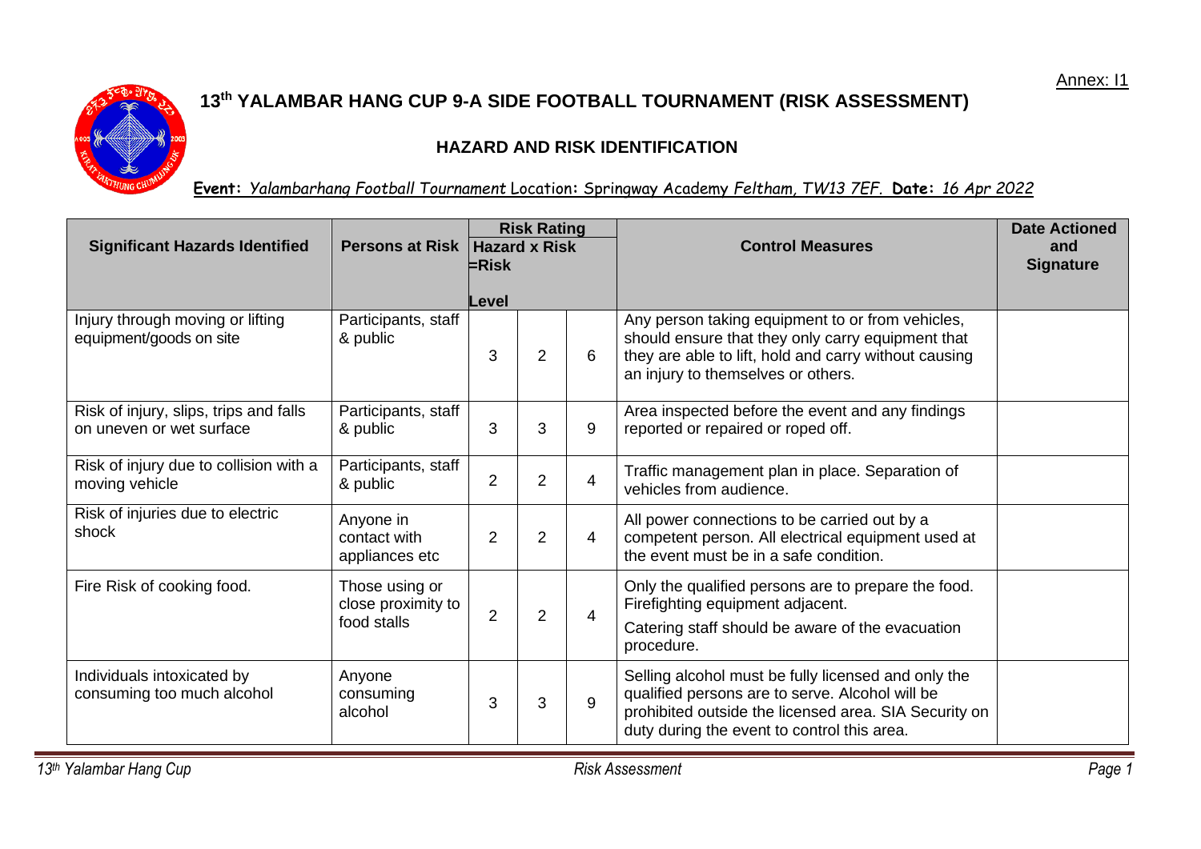Annex: I1

# 13th YALAMBAR HANG CUP 9-A SIDE FOOTBALL TOURNAMENT (RISK ASSESSMENT)

## HAZARD AND RISK IDENTIFICATION

**Event:** *Yalambarhang Football Tournament* Location: Springway Academy *Feltham, TW13 7EF.* **Date:** *16 Apr 2022*

| Significant Hazards Identified | Persons at Risk | Risk Rating Hazard x Risk =Risk Level | | | Control Measures | Date Actioned and Signature |
|---|---|---|---|---|---|---|
| Injury through moving or lifting equipment/goods on site | Participants, staff & public | 3 | 2 | 6 | Any person taking equipment to or from vehicles, should ensure that they only carry equipment that they are able to lift, hold and carry without causing an injury to themselves or others. | |
| Risk of injury, slips, trips and falls on uneven or wet surface | Participants, staff & public | 3 | 3 | 9 | Area inspected before the event and any findings reported or repaired or roped off. | |
| Risk of injury due to collision with a moving vehicle | Participants, staff & public | 2 | 2 | 4 | Traffic management plan in place. Separation of vehicles from audience. | |
| Risk of injuries due to electric shock | Anyone in contact with appliances etc | 2 | 2 | 4 | All power connections to be carried out by a competent person. All electrical equipment used at the event must be in a safe condition. | |
| Fire Risk of cooking food. | Those using or close proximity to food stalls | 2 | 2 | 4 | Only the qualified persons are to prepare the food. Firefighting equipment adjacent. Catering staff should be aware of the evacuation procedure. | |
| Individuals intoxicated by consuming too much alcohol | Anyone consuming alcohol | 3 | 3 | 9 | Selling alcohol must be fully licensed and only the qualified persons are to serve. Alcohol will be prohibited outside the licensed area. SIA Security on duty during the event to control this area. | |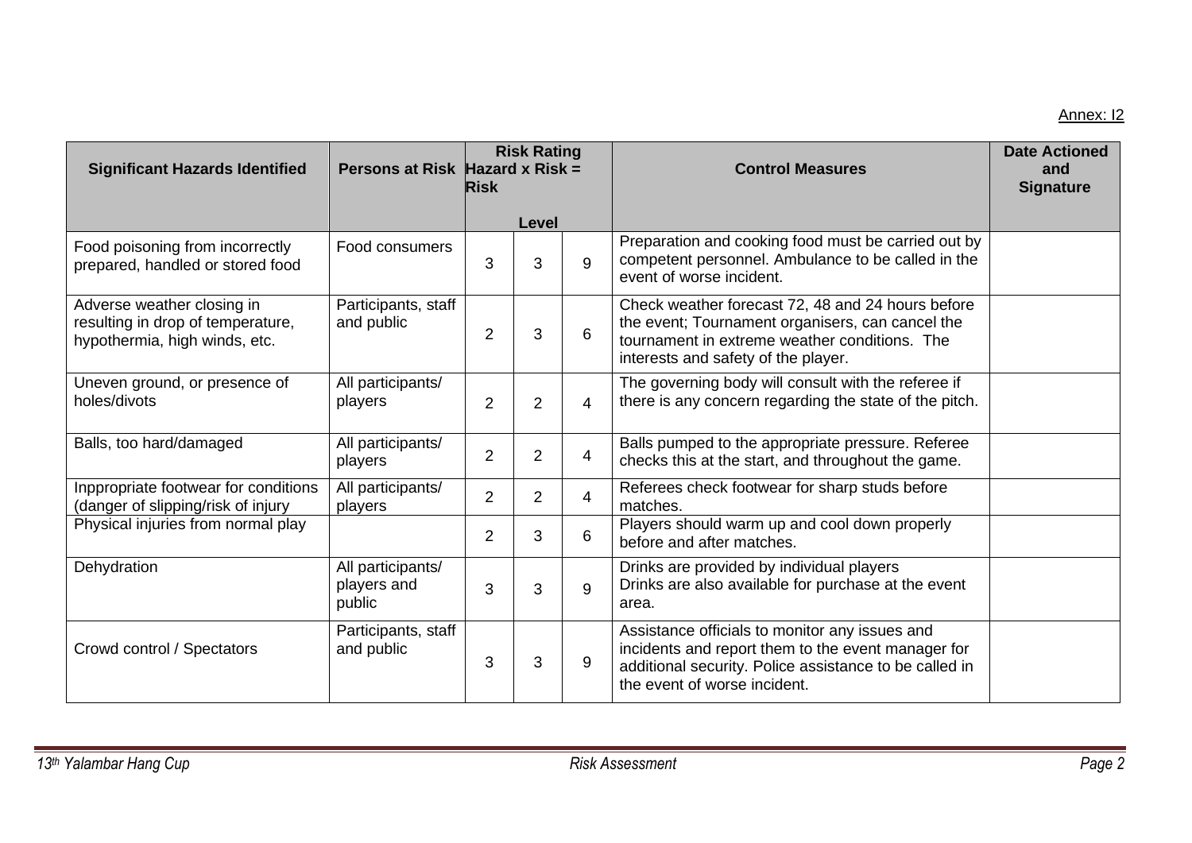Annex: I2

| Significant Hazards Identified | Persons at Risk | Risk Rating Hazard x Risk = Risk | | | Control Measures | Date Actioned and Signature |
|---|---|---|---|---|---|---|
| | | Level | | | | |
| Food poisoning from incorrectly prepared, handled or stored food | Food consumers | 3 | 3 | 9 | Preparation and cooking food must be carried out by competent personnel. Ambulance to be called in the event of worse incident. | |
| Adverse weather closing in resulting in drop of temperature, hypothermia, high winds, etc. | Participants, staff and public | 2 | 3 | 6 | Check weather forecast 72, 48 and 24 hours before the event; Tournament organisers, can cancel the tournament in extreme weather conditions. The interests and safety of the player. | |
| Uneven ground, or presence of holes/divots | All participants/ players | 2 | 2 | 4 | The governing body will consult with the referee if there is any concern regarding the state of the pitch. | |
| Balls, too hard/damaged | All participants/ players | 2 | 2 | 4 | Balls pumped to the appropriate pressure. Referee checks this at the start, and throughout the game. | |
| Inppropriate footwear for conditions (danger of slipping/risk of injury | All participants/ players | 2 | 2 | 4 | Referees check footwear for sharp studs before matches. | |
| Physical injuries from normal play | | 2 | 3 | 6 | Players should warm up and cool down properly before and after matches. | |
| Dehydration | All participants/ players and public | 3 | 3 | 9 | Drinks are provided by individual players<br>Drinks are also available for purchase at the event area. | |
| Crowd control / Spectators | Participants, staff and public | 3 | 3 | 9 | Assistance officials to monitor any issues and incidents and report them to the event manager for additional security. Police assistance to be called in the event of worse incident. | |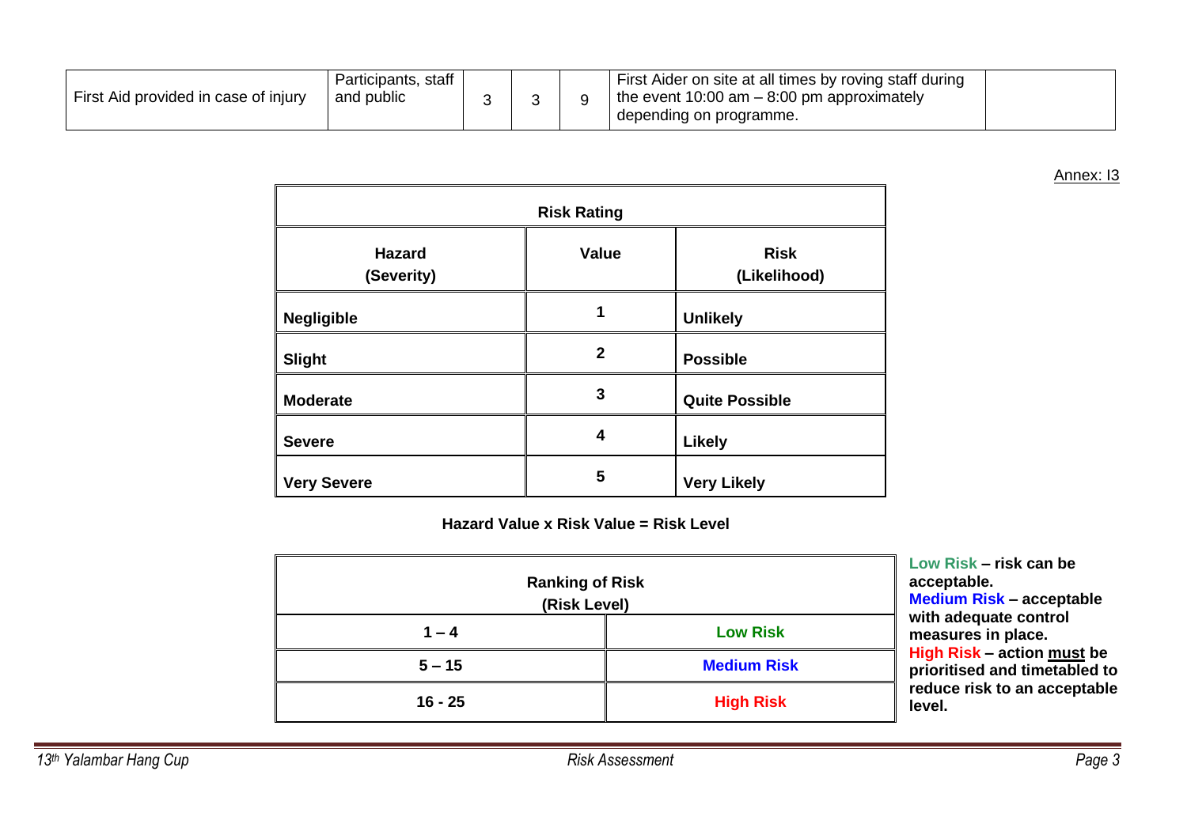| | | | | | | |
|---|---|---|---|---|---|---|
| First Aid provided in case of injury | Participants, staff and public | 3 | 3 | 9 | First Aider on site at all times by roving staff during the event 10:00 am – 8:00 pm approximately depending on programme. | |

Annex: I3

| **Risk Rating** | | |
|---|---|---|
| **Hazard (Severity)** | **Value** | **Risk (Likelihood)** |
| **Negligible** | **1** | **Unlikely** |
| **Slight** | **2** | **Possible** |
| **Moderate** | **3** | **Quite Possible** |
| **Severe** | **4** | **Likely** |
| **Very Severe** | **5** | **Very Likely** |

**Hazard Value x Risk Value = Risk Level**

| **Ranking of Risk (Risk Level)** | |
|---|---|
| **1 – 4** | **Low Risk** |
| **5 – 15** | **Medium Risk** |
| **16 - 25** | **High Risk** |

**Low Risk – risk can be acceptable.**
**Medium Risk – acceptable with adequate control measures in place.**
**High Risk – action must be prioritised and timetabled to reduce risk to an acceptable level.**